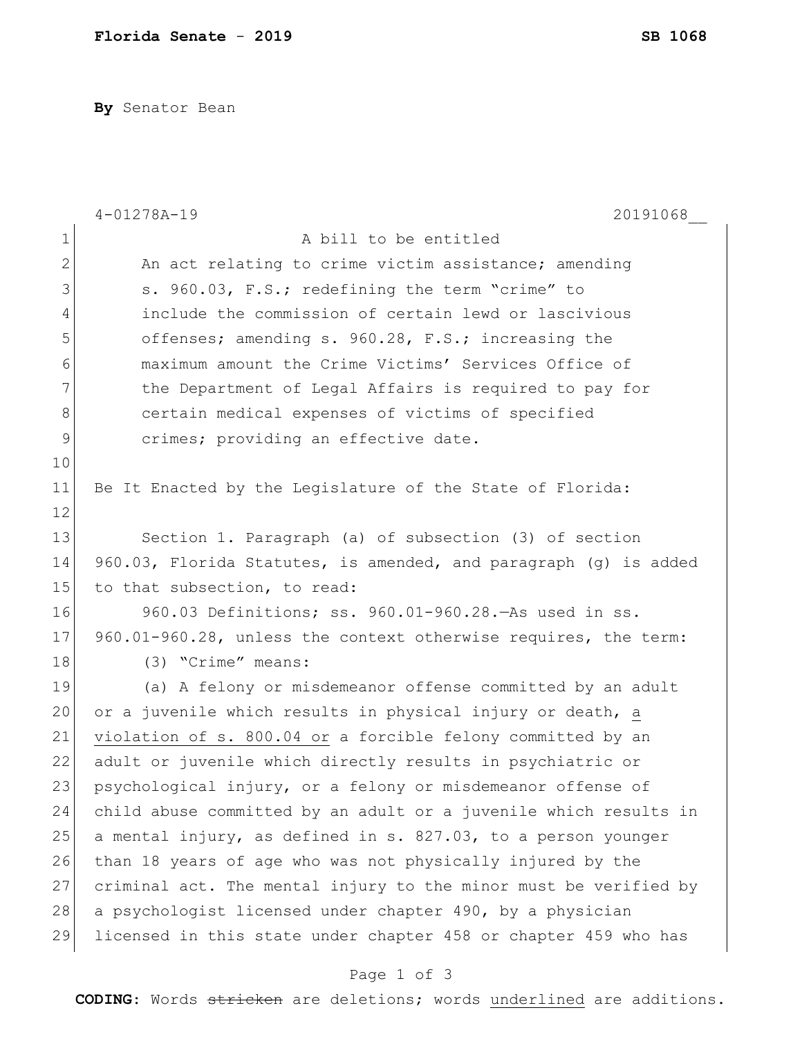**By** Senator Bean

4-01278A-19 20191068__

A bill to be entitled

An act relating to crime victim assistance; amending s. 960.03, F.S.; redefining the term "crime" to include the commission of certain lewd or lascivious offenses; amending s. 960.28, F.S.; increasing the maximum amount the Crime Victims' Services Office of the Department of Legal Affairs is required to pay for certain medical expenses of victims of specified crimes; providing an effective date.

Be It Enacted by the Legislature of the State of Florida:

Section 1. Paragraph (a) of subsection (3) of section 960.03, Florida Statutes, is amended, and paragraph (g) is added to that subsection, to read:

960.03 Definitions; ss. 960.01-960.28.—As used in ss. 960.01-960.28, unless the context otherwise requires, the term:

(3) "Crime" means:

(a) A felony or misdemeanor offense committed by an adult or a juvenile which results in physical injury or death, <u>a violation of s. 800.04 or</u> a forcible felony committed by an adult or juvenile which directly results in psychiatric or psychological injury, or a felony or misdemeanor offense of child abuse committed by an adult or a juvenile which results in a mental injury, as defined in s. 827.03, to a person younger than 18 years of age who was not physically injured by the criminal act. The mental injury to the minor must be verified by a psychologist licensed under chapter 490, by a physician licensed in this state under chapter 458 or chapter 459 who has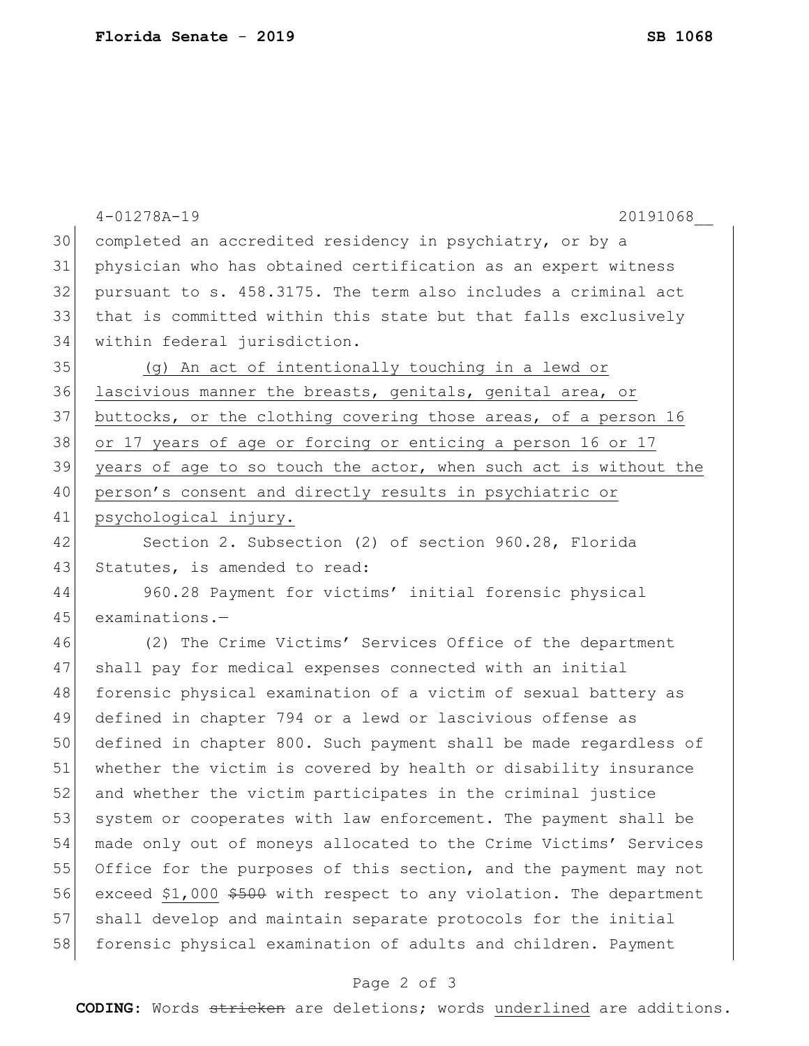completed an accredited residency in psychiatry, or by a physician who has obtained certification as an expert witness pursuant to s. 458.3175. The term also includes a criminal act that is committed within this state but that falls exclusively within federal jurisdiction.

<u>(g) An act of intentionally touching in a lewd or lascivious manner the breasts, genitals, genital area, or buttocks, or the clothing covering those areas, of a person 16 or 17 years of age or forcing or enticing a person 16 or 17 years of age to so touch the actor, when such act is without the person's consent and directly results in psychiatric or psychological injury.</u>

Section 2. Subsection (2) of section 960.28, Florida Statutes, is amended to read:

960.28 Payment for victims' initial forensic physical examinations.—

(2) The Crime Victims' Services Office of the department shall pay for medical expenses connected with an initial forensic physical examination of a victim of sexual battery as defined in chapter 794 or a lewd or lascivious offense as defined in chapter 800. Such payment shall be made regardless of whether the victim is covered by health or disability insurance and whether the victim participates in the criminal justice system or cooperates with law enforcement. The payment shall be made only out of moneys allocated to the Crime Victims' Services Office for the purposes of this section, and the payment may not exceed <u>$1,000</u> ~~$500~~ with respect to any violation. The department shall develop and maintain separate protocols for the initial forensic physical examination of adults and children. Payment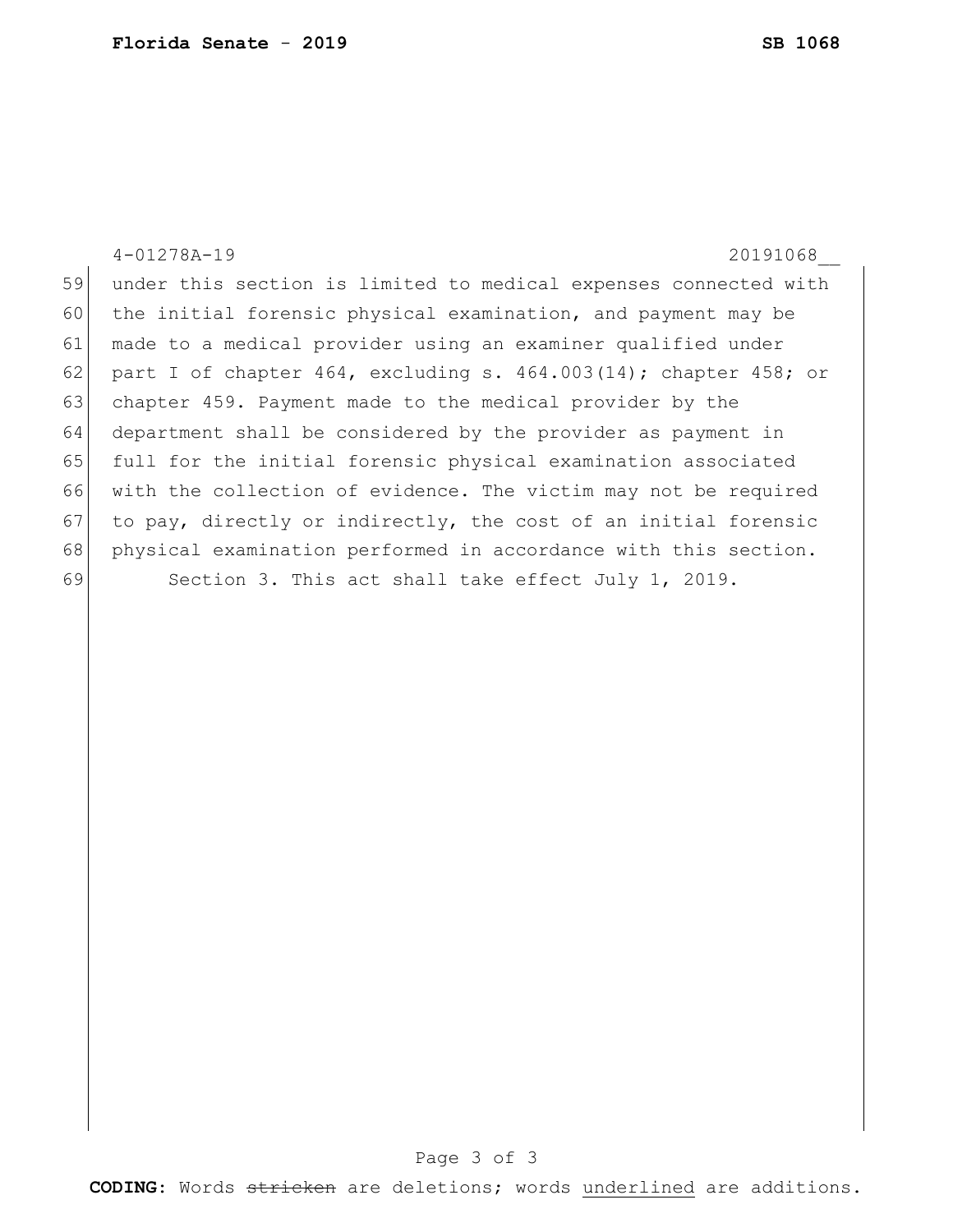4-01278A-19 20191068__

59 under this section is limited to medical expenses connected with
60 the initial forensic physical examination, and payment may be
61 made to a medical provider using an examiner qualified under
62 part I of chapter 464, excluding s. 464.003(14); chapter 458; or
63 chapter 459. Payment made to the medical provider by the
64 department shall be considered by the provider as payment in
65 full for the initial forensic physical examination associated
66 with the collection of evidence. The victim may not be required
67 to pay, directly or indirectly, the cost of an initial forensic
68 physical examination performed in accordance with this section.
69 Section 3. This act shall take effect July 1, 2019.

**CODING:** Words ~~stricken~~ are deletions; words <u>underlined</u> are additions.